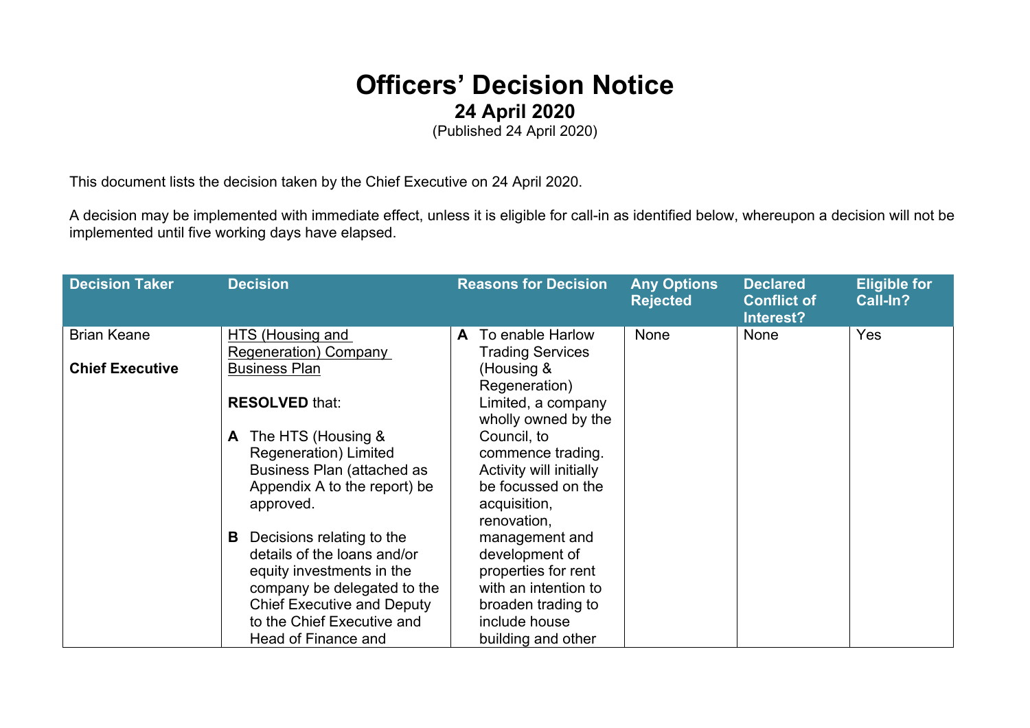# Officers' Decision Notice

## 24 April 2020

(Published 24 April 2020)

This document lists the decision taken by the Chief Executive on 24 April 2020.

A decision may be implemented with immediate effect, unless it is eligible for call-in as identified below, whereupon a decision will not be implemented until five working days have elapsed.

| Decision Taker | Decision | Reasons for Decision | Any Options Rejected | Declared Conflict of Interest? | Eligible for Call-In? |
|---|---|---|---|---|---|
| Brian Keane<br><br>**Chief Executive** | HTS (Housing and Regeneration) Company Business Plan<br><br>**RESOLVED** that:<br><br>**A** The HTS (Housing & Regeneration) Limited Business Plan (attached as Appendix A to the report) be approved.<br><br>**B** Decisions relating to the details of the loans and/or equity investments in the company be delegated to the Chief Executive and Deputy to the Chief Executive and Head of Finance and | **A** To enable Harlow Trading Services (Housing & Regeneration) Limited, a company wholly owned by the Council, to commence trading. Activity will initially be focussed on the acquisition, renovation, management and development of properties for rent with an intention to broaden trading to include house building and other | None | None | Yes |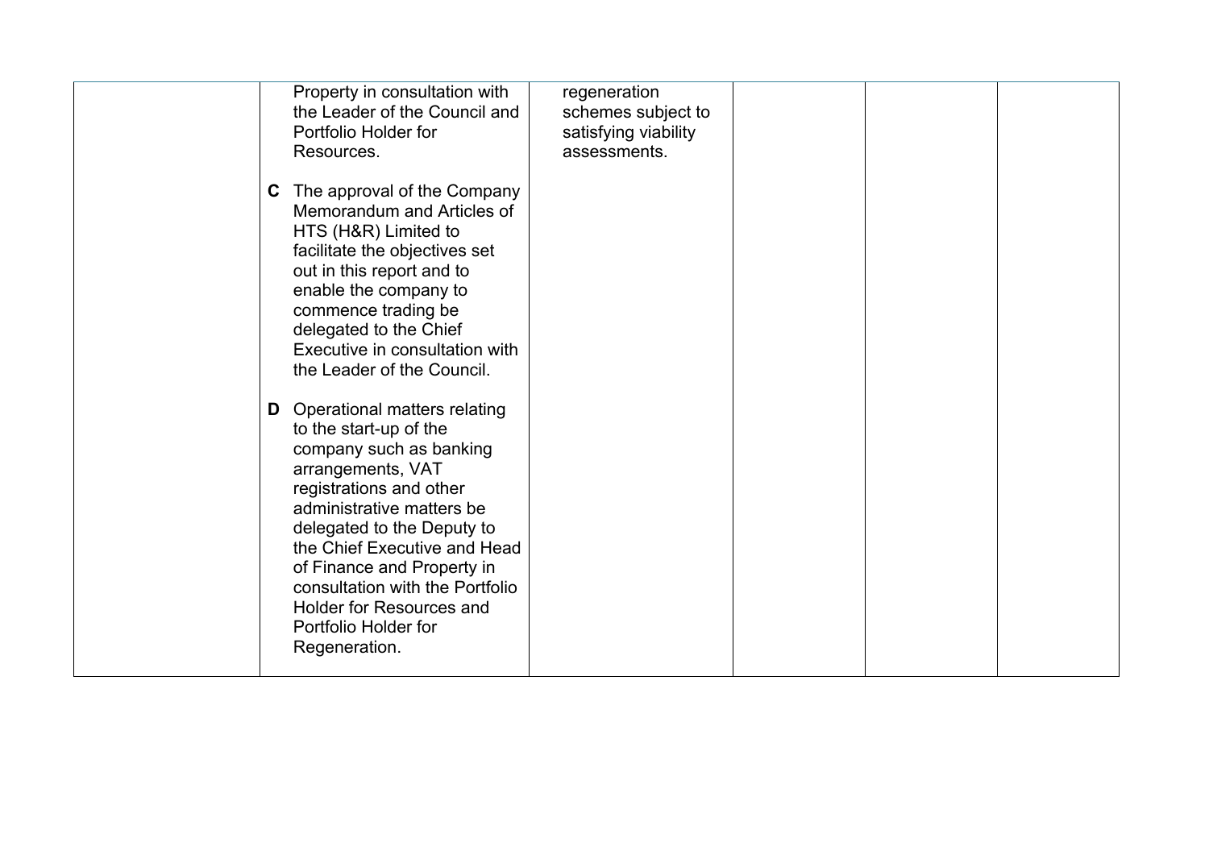| | | | | | |
|---|---|---|---|---|---|
| | Property in consultation with the Leader of the Council and Portfolio Holder for Resources.<br><br>**C** The approval of the Company Memorandum and Articles of HTS (H&R) Limited to facilitate the objectives set out in this report and to enable the company to commence trading be delegated to the Chief Executive in consultation with the Leader of the Council.<br><br>**D** Operational matters relating to the start-up of the company such as banking arrangements, VAT registrations and other administrative matters be delegated to the Deputy to the Chief Executive and Head of Finance and Property in consultation with the Portfolio Holder for Resources and Portfolio Holder for Regeneration. | regeneration schemes subject to satisfying viability assessments. | | | |